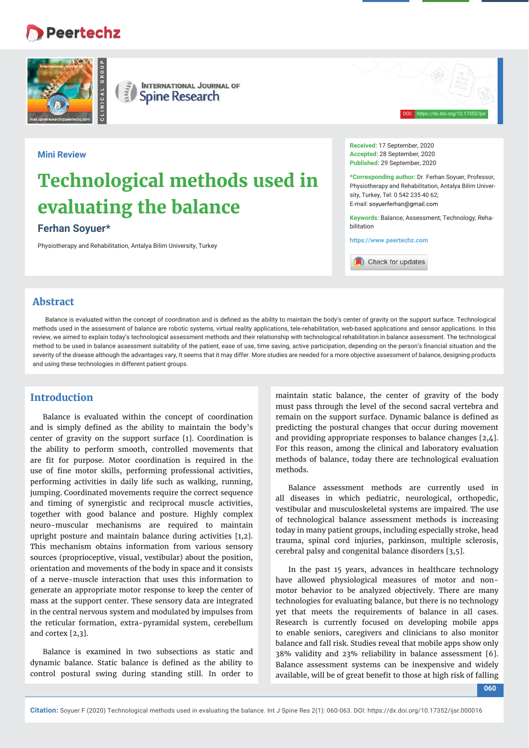Mini Review

# Technological methods used in evaluating the balance

**Ferhan Soyuer***

Physiotherapy and Rehabilitation, Antalya Bilim University, Turkey

**Received:** 17 September, 2020
**Accepted:** 28 September, 2020
**Published:** 29 September, 2020

***Corresponding author:** Dr. Ferhan Soyuer, Professor, Physiotherapy and Rehabilitation, Antalya Bilim University, Turkey, Tel: 0 542 235 40 62;
E-mail: soyuerferhan@gmail.com

**Keywords:** Balance; Assessment; Technology; Rehabilitation

https://www.peertechz.com

## Abstract

Balance is evaluated within the concept of coordination and is defined as the ability to maintain the body's center of gravity on the support surface. Technological methods used in the assessment of balance are robotic systems, virtual reality applications, tele-rehabilitation, web-based applications and sensor applications. In this review, we aimed to explain today's technological assessment methods and their relationship with technological rehabilitation in balance assessment. The technological method to be used in balance assessment suitability of the patient, ease of use, time saving, active participation, depending on the person's financial situation and the severity of the disease although the advantages vary, It seems that it may differ. More studies are needed for a more objective assessment of balance, designing products and using these technologies in different patient groups.

## Introduction

Balance is evaluated within the concept of coordination and is simply defined as the ability to maintain the body's center of gravity on the support surface [1]. Coordination is the ability to perform smooth, controlled movements that are fit for purpose. Motor coordination is required in the use of fine motor skills, performing professional activities, performing activities in daily life such as walking, running, jumping. Coordinated movements require the correct sequence and timing of synergistic and reciprocal muscle activities, together with good balance and posture. Highly complex neuro-muscular mechanisms are required to maintain upright posture and maintain balance during activities [1,2]. This mechanism obtains information from various sensory sources (proprioceptive, visual, vestibular) about the position, orientation and movements of the body in space and it consists of a nerve-muscle interaction that uses this information to generate an appropriate motor response to keep the center of mass at the support center. These sensory data are integrated in the central nervous system and modulated by impulses from the reticular formation, extra-pyramidal system, cerebellum and cortex [2,3].

Balance is examined in two subsections as static and dynamic balance. Static balance is defined as the ability to control postural swing during standing still. In order to maintain static balance, the center of gravity of the body must pass through the level of the second sacral vertebra and remain on the support surface. Dynamic balance is defined as predicting the postural changes that occur during movement and providing appropriate responses to balance changes [2,4]. For this reason, among the clinical and laboratory evaluation methods of balance, today there are technological evaluation methods.

Balance assessment methods are currently used in all diseases in which pediatric, neurological, orthopedic, vestibular and musculoskeletal systems are impaired. The use of technological balance assessment methods is increasing today in many patient groups, including especially stroke, head trauma, spinal cord injuries, parkinson, multiple sclerosis, cerebral palsy and congenital balance disorders [3,5].

In the past 15 years, advances in healthcare technology have allowed physiological measures of motor and non-motor behavior to be analyzed objectively. There are many technologies for evaluating balance, but there is no technology yet that meets the requirements of balance in all cases. Research is currently focused on developing mobile apps to enable seniors, caregivers and clinicians to also monitor balance and fall risk. Studies reveal that mobile apps show only 38% validity and 23% reliability in balance assessment [6]. Balance assessment systems can be inexpensive and widely available, will be of great benefit to those at high risk of falling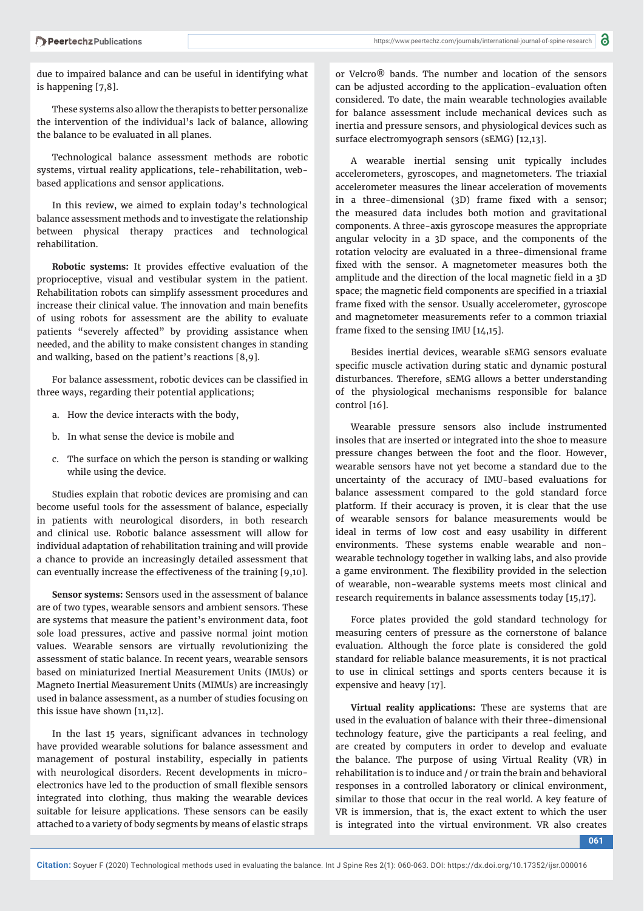due to impaired balance and can be useful in identifying what is happening [7,8].

These systems also allow the therapists to better personalize the intervention of the individual's lack of balance, allowing the balance to be evaluated in all planes.

Technological balance assessment methods are robotic systems, virtual reality applications, tele-rehabilitation, web-based applications and sensor applications.

In this review, we aimed to explain today's technological balance assessment methods and to investigate the relationship between physical therapy practices and technological rehabilitation.

**Robotic systems:** It provides effective evaluation of the proprioceptive, visual and vestibular system in the patient. Rehabilitation robots can simplify assessment procedures and increase their clinical value. The innovation and main benefits of using robots for assessment are the ability to evaluate patients "severely affected" by providing assistance when needed, and the ability to make consistent changes in standing and walking, based on the patient's reactions [8,9].

For balance assessment, robotic devices can be classified in three ways, regarding their potential applications;

a. How the device interacts with the body,

b. In what sense the device is mobile and

c. The surface on which the person is standing or walking while using the device.

Studies explain that robotic devices are promising and can become useful tools for the assessment of balance, especially in patients with neurological disorders, in both research and clinical use. Robotic balance assessment will allow for individual adaptation of rehabilitation training and will provide a chance to provide an increasingly detailed assessment that can eventually increase the effectiveness of the training [9,10].

**Sensor systems:** Sensors used in the assessment of balance are of two types, wearable sensors and ambient sensors. These are systems that measure the patient's environment data, foot sole load pressures, active and passive normal joint motion values. Wearable sensors are virtually revolutionizing the assessment of static balance. In recent years, wearable sensors based on miniaturized Inertial Measurement Units (IMUs) or Magneto Inertial Measurement Units (MIMUs) are increasingly used in balance assessment, as a number of studies focusing on this issue have shown [11,12].

In the last 15 years, significant advances in technology have provided wearable solutions for balance assessment and management of postural instability, especially in patients with neurological disorders. Recent developments in micro-electronics have led to the production of small flexible sensors integrated into clothing, thus making the wearable devices suitable for leisure applications. These sensors can be easily attached to a variety of body segments by means of elastic straps or Velcro® bands. The number and location of the sensors can be adjusted according to the application-evaluation often considered. To date, the main wearable technologies available for balance assessment include mechanical devices such as inertia and pressure sensors, and physiological devices such as surface electromyograph sensors (sEMG) [12,13].

A wearable inertial sensing unit typically includes accelerometers, gyroscopes, and magnetometers. The triaxial accelerometer measures the linear acceleration of movements in a three-dimensional (3D) frame fixed with a sensor; the measured data includes both motion and gravitational components. A three-axis gyroscope measures the appropriate angular velocity in a 3D space, and the components of the rotation velocity are evaluated in a three-dimensional frame fixed with the sensor. A magnetometer measures both the amplitude and the direction of the local magnetic field in a 3D space; the magnetic field components are specified in a triaxial frame fixed with the sensor. Usually accelerometer, gyroscope and magnetometer measurements refer to a common triaxial frame fixed to the sensing IMU [14,15].

Besides inertial devices, wearable sEMG sensors evaluate specific muscle activation during static and dynamic postural disturbances. Therefore, sEMG allows a better understanding of the physiological mechanisms responsible for balance control [16].

Wearable pressure sensors also include instrumented insoles that are inserted or integrated into the shoe to measure pressure changes between the foot and the floor. However, wearable sensors have not yet become a standard due to the uncertainty of the accuracy of IMU-based evaluations for balance assessment compared to the gold standard force platform. If their accuracy is proven, it is clear that the use of wearable sensors for balance measurements would be ideal in terms of low cost and easy usability in different environments. These systems enable wearable and non-wearable technology together in walking labs, and also provide a game environment. The flexibility provided in the selection of wearable, non-wearable systems meets most clinical and research requirements in balance assessments today [15,17].

Force plates provided the gold standard technology for measuring centers of pressure as the cornerstone of balance evaluation. Although the force plate is considered the gold standard for reliable balance measurements, it is not practical to use in clinical settings and sports centers because it is expensive and heavy [17].

**Virtual reality applications:** These are systems that are used in the evaluation of balance with their three-dimensional technology feature, give the participants a real feeling, and are created by computers in order to develop and evaluate the balance. The purpose of using Virtual Reality (VR) in rehabilitation is to induce and / or train the brain and behavioral responses in a controlled laboratory or clinical environment, similar to those that occur in the real world. A key feature of VR is immersion, that is, the exact extent to which the user is integrated into the virtual environment. VR also creates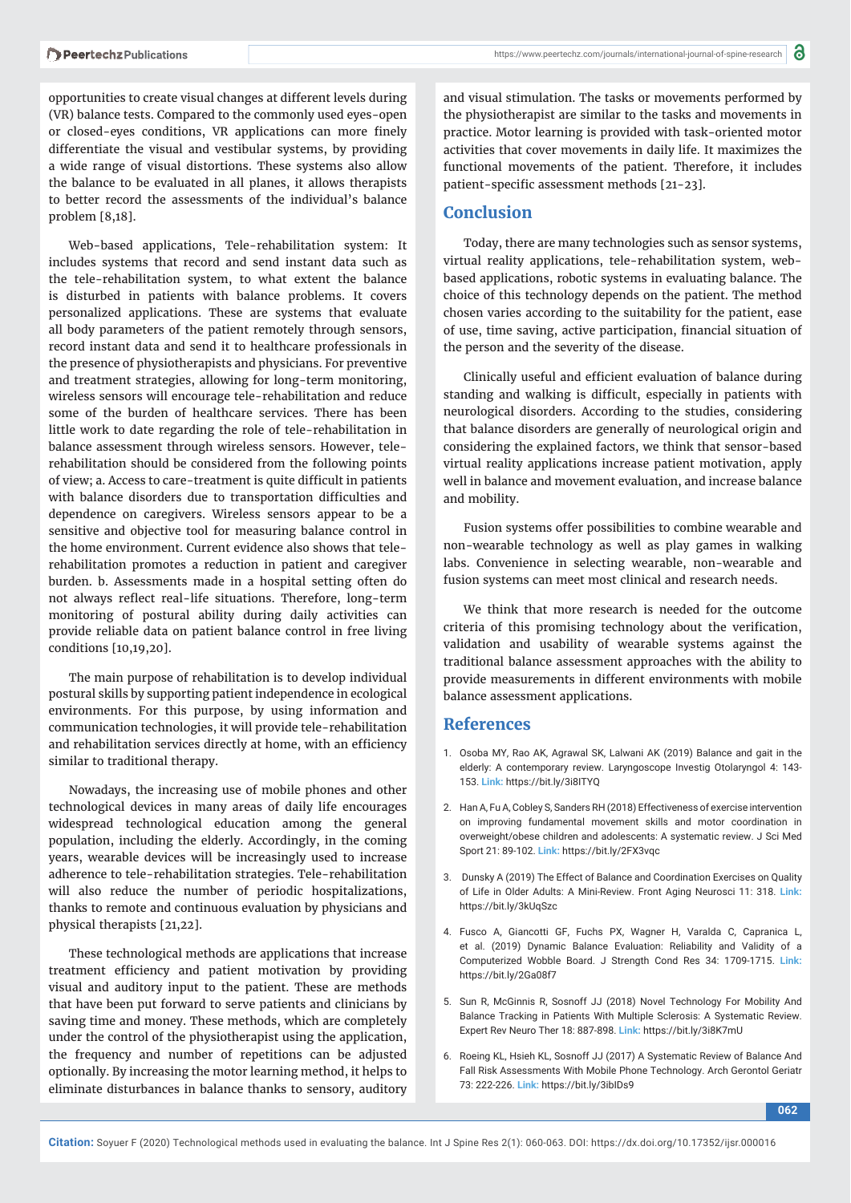opportunities to create visual changes at different levels during (VR) balance tests. Compared to the commonly used eyes-open or closed-eyes conditions, VR applications can more finely differentiate the visual and vestibular systems, by providing a wide range of visual distortions. These systems also allow the balance to be evaluated in all planes, it allows therapists to better record the assessments of the individual's balance problem [8,18].

Web-based applications, Tele-rehabilitation system: It includes systems that record and send instant data such as the tele-rehabilitation system, to what extent the balance is disturbed in patients with balance problems. It covers personalized applications. These are systems that evaluate all body parameters of the patient remotely through sensors, record instant data and send it to healthcare professionals in the presence of physiotherapists and physicians. For preventive and treatment strategies, allowing for long-term monitoring, wireless sensors will encourage tele-rehabilitation and reduce some of the burden of healthcare services. There has been little work to date regarding the role of tele-rehabilitation in balance assessment through wireless sensors. However, tele-rehabilitation should be considered from the following points of view; a. Access to care-treatment is quite difficult in patients with balance disorders due to transportation difficulties and dependence on caregivers. Wireless sensors appear to be a sensitive and objective tool for measuring balance control in the home environment. Current evidence also shows that tele-rehabilitation promotes a reduction in patient and caregiver burden. b. Assessments made in a hospital setting often do not always reflect real-life situations. Therefore, long-term monitoring of postural ability during daily activities can provide reliable data on patient balance control in free living conditions [10,19,20].

The main purpose of rehabilitation is to develop individual postural skills by supporting patient independence in ecological environments. For this purpose, by using information and communication technologies, it will provide tele-rehabilitation and rehabilitation services directly at home, with an efficiency similar to traditional therapy.

Nowadays, the increasing use of mobile phones and other technological devices in many areas of daily life encourages widespread technological education among the general population, including the elderly. Accordingly, in the coming years, wearable devices will be increasingly used to increase adherence to tele-rehabilitation strategies. Tele-rehabilitation will also reduce the number of periodic hospitalizations, thanks to remote and continuous evaluation by physicians and physical therapists [21,22].

These technological methods are applications that increase treatment efficiency and patient motivation by providing visual and auditory input to the patient. These are methods that have been put forward to serve patients and clinicians by saving time and money. These methods, which are completely under the control of the physiotherapist using the application, the frequency and number of repetitions can be adjusted optionally. By increasing the motor learning method, it helps to eliminate disturbances in balance thanks to sensory, auditory and visual stimulation. The tasks or movements performed by the physiotherapist are similar to the tasks and movements in practice. Motor learning is provided with task-oriented motor activities that cover movements in daily life. It maximizes the functional movements of the patient. Therefore, it includes patient-specific assessment methods [21-23].

## Conclusion

Today, there are many technologies such as sensor systems, virtual reality applications, tele-rehabilitation system, web-based applications, robotic systems in evaluating balance. The choice of this technology depends on the patient. The method chosen varies according to the suitability for the patient, ease of use, time saving, active participation, financial situation of the person and the severity of the disease.

Clinically useful and efficient evaluation of balance during standing and walking is difficult, especially in patients with neurological disorders. According to the studies, considering that balance disorders are generally of neurological origin and considering the explained factors, we think that sensor-based virtual reality applications increase patient motivation, apply well in balance and movement evaluation, and increase balance and mobility.

Fusion systems offer possibilities to combine wearable and non-wearable technology as well as play games in walking labs. Convenience in selecting wearable, non-wearable and fusion systems can meet most clinical and research needs.

We think that more research is needed for the outcome criteria of this promising technology about the verification, validation and usability of wearable systems against the traditional balance assessment approaches with the ability to provide measurements in different environments with mobile balance assessment applications.

## References

1. Osoba MY, Rao AK, Agrawal SK, Lalwani AK (2019) Balance and gait in the elderly: A contemporary review. Laryngoscope Investig Otolaryngol 4: 143-153. **Link:** https://bit.ly/3i8ITYQ
2. Han A, Fu A, Cobley S, Sanders RH (2018) Effectiveness of exercise intervention on improving fundamental movement skills and motor coordination in overweight/obese children and adolescents: A systematic review. J Sci Med Sport 21: 89-102. **Link:** https://bit.ly/2FX3vqc
3. Dunsky A (2019) The Effect of Balance and Coordination Exercises on Quality of Life in Older Adults: A Mini-Review. Front Aging Neurosci 11: 318. **Link:** https://bit.ly/3kUqSzc
4. Fusco A, Giancotti GF, Fuchs PX, Wagner H, Varalda C, Capranica L, et al. (2019) Dynamic Balance Evaluation: Reliability and Validity of a Computerized Wobble Board. J Strength Cond Res 34: 1709-1715. **Link:** https://bit.ly/2Ga08f7
5. Sun R, McGinnis R, Sosnoff JJ (2018) Novel Technology For Mobility And Balance Tracking in Patients With Multiple Sclerosis: A Systematic Review. Expert Rev Neuro Ther 18: 887-898. **Link:** https://bit.ly/3i8K7mU
6. Roeing KL, Hsieh KL, Sosnoff JJ (2017) A Systematic Review of Balance And Fall Risk Assessments With Mobile Phone Technology. Arch Gerontol Geriatr 73: 222-226. **Link:** https://bit.ly/3ibIDs9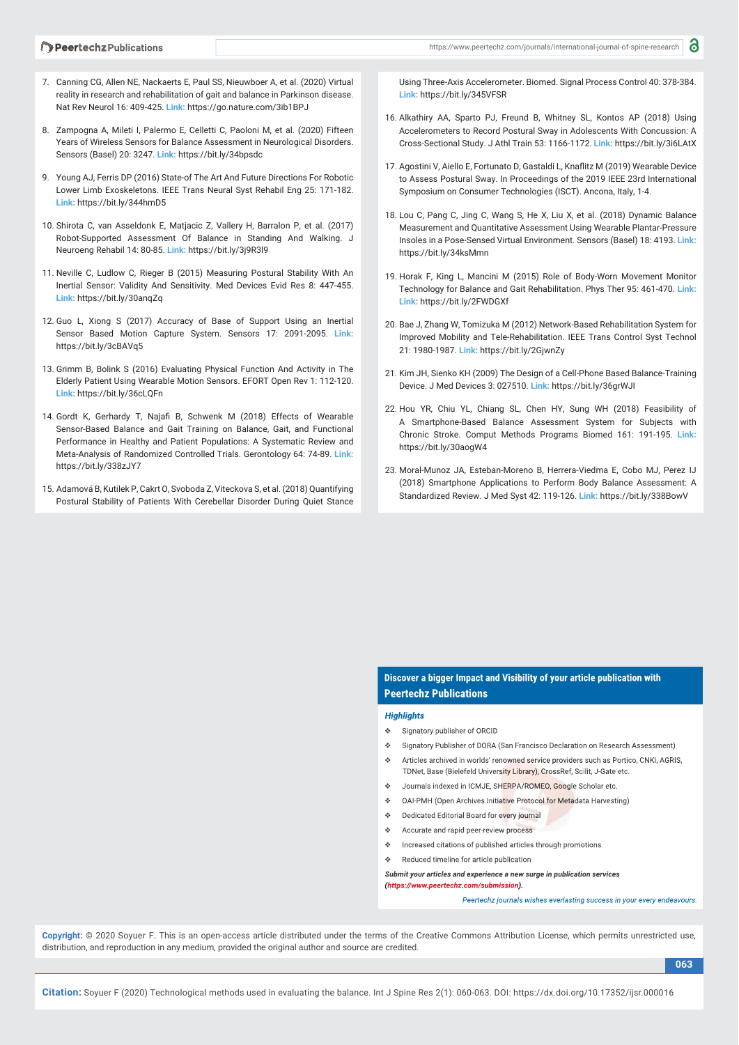7. Canning CG, Allen NE, Nackaerts E, Paul SS, Nieuwboer A, et al. (2020) Virtual reality in research and rehabilitation of gait and balance in Parkinson disease. Nat Rev Neurol 16: 409-425. **Link:** https://go.nature.com/3ib1BPJ

8. Zampogna A, Mileti I, Palermo E, Celletti C, Paoloni M, et al. (2020) Fifteen Years of Wireless Sensors for Balance Assessment in Neurological Disorders. Sensors (Basel) 20: 3247. **Link:** https://bit.ly/34bpsdc

9. Young AJ, Ferris DP (2016) State-of The Art And Future Directions For Robotic Lower Limb Exoskeletons. IEEE Trans Neural Syst Rehabil Eng 25: 171-182. **Link:** https://bit.ly/344hmD5

10. Shirota C, van Asseldonk E, Matjacic Z, Vallery H, Barralon P, et al. (2017) Robot-Supported Assessment Of Balance in Standing And Walking. J Neuroeng Rehabil 14: 80-85. **Link:** https://bit.ly/3j9R3l9

11. Neville C, Ludlow C, Rieger B (2015) Measuring Postural Stability With An Inertial Sensor: Validity And Sensitivity. Med Devices Evid Res 8: 447-455. **Link:** https://bit.ly/30anqZq

12. Guo L, Xiong S (2017) Accuracy of Base of Support Using an Inertial Sensor Based Motion Capture System. Sensors 17: 2091-2095. **Link:** https://bit.ly/3cBAVq5

13. Grimm B, Bolink S (2016) Evaluating Physical Function And Activity in The Elderly Patient Using Wearable Motion Sensors. EFORT Open Rev 1: 112-120. **Link:** https://bit.ly/36cLQFn

14. Gordt K, Gerhardy T, Najafi B, Schwenk M (2018) Effects of Wearable Sensor-Based Balance and Gait Training on Balance, Gait, and Functional Performance in Healthy and Patient Populations: A Systematic Review and Meta-Analysis of Randomized Controlled Trials. Gerontology 64: 74-89. **Link:** https://bit.ly/338zJY7

15. Adamová B, Kutilek P, Cakrt O, Svoboda Z, Viteckova S, et al. (2018) Quantifying Postural Stability of Patients With Cerebellar Disorder During Quiet Stance Using Three-Axis Accelerometer. Biomed. Signal Process Control 40: 378-384. **Link:** https://bit.ly/345VFSR

16. Alkathiry AA, Sparto PJ, Freund B, Whitney SL, Kontos AP (2018) Using Accelerometers to Record Postural Sway in Adolescents With Concussion: A Cross-Sectional Study. J Athl Train 53: 1166-1172. **Link:** https://bit.ly/3i6LAtX

17. Agostini V, Aiello E, Fortunato D, Gastaldi L, Knaflitz M (2019) Wearable Device to Assess Postural Sway. In Proceedings of the 2019 IEEE 23rd International Symposium on Consumer Technologies (ISCT). Ancona, Italy, 1-4.

18. Lou C, Pang C, Jing C, Wang S, He X, Liu X, et al. (2018) Dynamic Balance Measurement and Quantitative Assessment Using Wearable Plantar-Pressure Insoles in a Pose-Sensed Virtual Environment. Sensors (Basel) 18: 4193. **Link:** https://bit.ly/34ksMmn

19. Horak F, King L, Mancini M (2015) Role of Body-Worn Movement Monitor Technology for Balance and Gait Rehabilitation. Phys Ther 95: 461-470. **Link:** **Link:** https://bit.ly/2FWDGXf

20. Bae J, Zhang W, Tomizuka M (2012) Network-Based Rehabilitation System for Improved Mobility and Tele-Rehabilitation. IEEE Trans Control Syst Technol 21: 1980-1987. **Link:** https://bit.ly/2GjwnZy

21. Kim JH, Sienko KH (2009) The Design of a Cell-Phone Based Balance-Training Device. J Med Devices 3: 027510. **Link:** https://bit.ly/36grWJI

22. Hou YR, Chiu YL, Chiang SL, Chen HY, Sung WH (2018) Feasibility of A Smartphone-Based Balance Assessment System for Subjects with Chronic Stroke. Comput Methods Programs Biomed 161: 191-195. **Link:** https://bit.ly/30aogW4

23. Moral-Munoz JA, Esteban-Moreno B, Herrera-Viedma E, Cobo MJ, Perez IJ (2018) Smartphone Applications to Perform Body Balance Assessment: A Standardized Review. J Med Syst 42: 119-126. **Link:** https://bit.ly/338BowV

**Discover a bigger Impact and Visibility of your article publication with Peertechz Publications**

***Highlights***

- Signatory publisher of ORCID
- Signatory Publisher of DORA (San Francisco Declaration on Research Assessment)
- Articles archived in worlds' renowned service providers such as Portico, CNKI, AGRIS, TDNet, Base (Bielefeld University Library), CrossRef, Scilit, J-Gate etc.
- Journals indexed in ICMJE, SHERPA/ROMEO, Google Scholar etc.
- OAI-PMH (Open Archives Initiative Protocol for Metadata Harvesting)
- Dedicated Editorial Board for every journal
- Accurate and rapid peer-review process
- Increased citations of published articles through promotions
- Reduced timeline for article publication

***Submit your articles and experience a new surge in publication services (https://www.peertechz.com/submission).***

*Peertechz journals wishes everlasting success in your every endeavours.*

**Copyright:** © 2020 Soyuer F. This is an open-access article distributed under the terms of the Creative Commons Attribution License, which permits unrestricted use, distribution, and reproduction in any medium, provided the original author and source are credited.

**Citation:** Soyuer F (2020) Technological methods used in evaluating the balance. Int J Spine Res 2(1): 060-063. DOI: https://dx.doi.org/10.17352/ijsr.000016